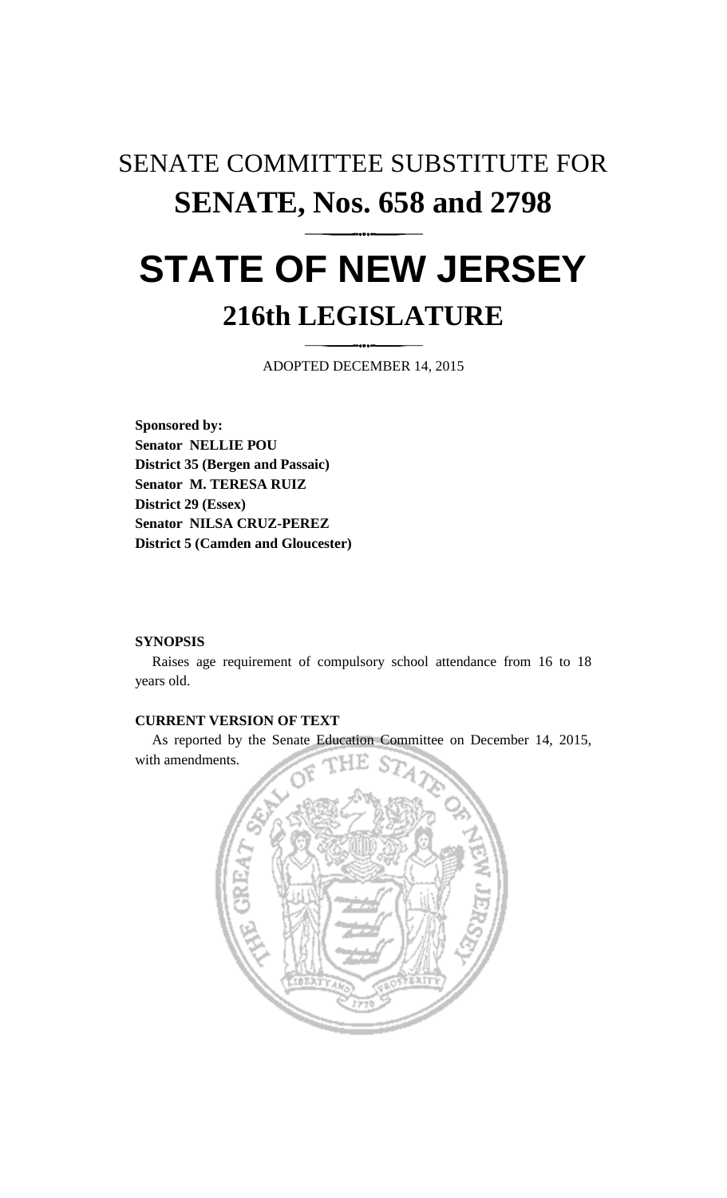# SENATE COMMITTEE SUBSTITUTE FOR
# SENATE, Nos. 658 and 2798

# STATE OF NEW JERSEY

## 216th LEGISLATURE

ADOPTED DECEMBER 14, 2015

**Sponsored by:**
**Senator NELLIE POU**
**District 35 (Bergen and Passaic)**
**Senator M. TERESA RUIZ**
**District 29 (Essex)**
**Senator NILSA CRUZ-PEREZ**
**District 5 (Camden and Gloucester)**

**SYNOPSIS**

Raises age requirement of compulsory school attendance from 16 to 18 years old.

**CURRENT VERSION OF TEXT**

As reported by the Senate Education Committee on December 14, 2015, with amendments.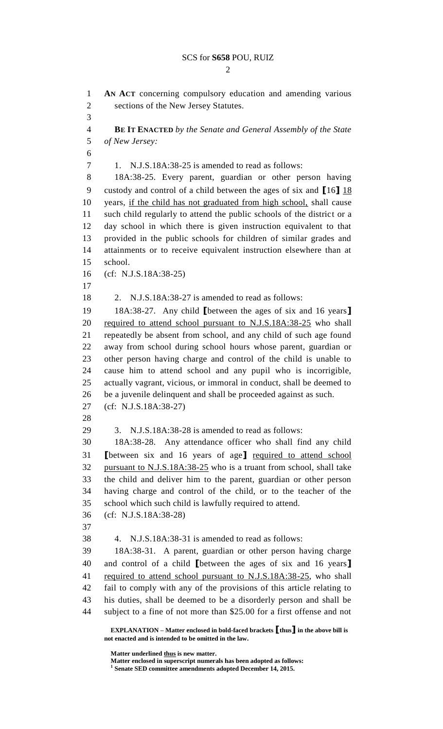**AN ACT** concerning compulsory education and amending various sections of the New Jersey Statutes.

**BE IT ENACTED** *by the Senate and General Assembly of the State of New Jersey:*

1. N.J.S.18A:38-25 is amended to read as follows:

18A:38-25. Every parent, guardian or other person having custody and control of a child between the ages of six and **[**16**]** <u>18</u> years, <u>if the child has not graduated from high school,</u> shall cause such child regularly to attend the public schools of the district or a day school in which there is given instruction equivalent to that provided in the public schools for children of similar grades and attainments or to receive equivalent instruction elsewhere than at school.

(cf: N.J.S.18A:38-25)

2. N.J.S.18A:38-27 is amended to read as follows:

18A:38-27. Any child **[**between the ages of six and 16 years**]** <u>required to attend school pursuant to N.J.S.18A:38-25</u> who shall repeatedly be absent from school, and any child of such age found away from school during school hours whose parent, guardian or other person having charge and control of the child is unable to cause him to attend school and any pupil who is incorrigible, actually vagrant, vicious, or immoral in conduct, shall be deemed to be a juvenile delinquent and shall be proceeded against as such.

(cf: N.J.S.18A:38-27)

3. N.J.S.18A:38-28 is amended to read as follows:

18A:38-28. Any attendance officer who shall find any child **[**between six and 16 years of age**]** <u>required to attend school pursuant to N.J.S.18A:38-25</u> who is a truant from school, shall take the child and deliver him to the parent, guardian or other person having charge and control of the child, or to the teacher of the school which such child is lawfully required to attend.

(cf: N.J.S.18A:38-28)

4. N.J.S.18A:38-31 is amended to read as follows:

18A:38-31. A parent, guardian or other person having charge and control of a child **[**between the ages of six and 16 years**]** <u>required to attend school pursuant to N.J.S.18A:38-25</u>, who shall fail to comply with any of the provisions of this article relating to his duties, shall be deemed to be a disorderly person and shall be subject to a fine of not more than $25.00 for a first offense and not

**EXPLANATION – Matter enclosed in bold-faced brackets [thus] in the above bill is not enacted and is intended to be omitted in the law.**

**Matter underlined <u>thus</u> is new matter.**
**Matter enclosed in superscript numerals has been adopted as follows:**
[1] **Senate SED committee amendments adopted December 14, 2015.**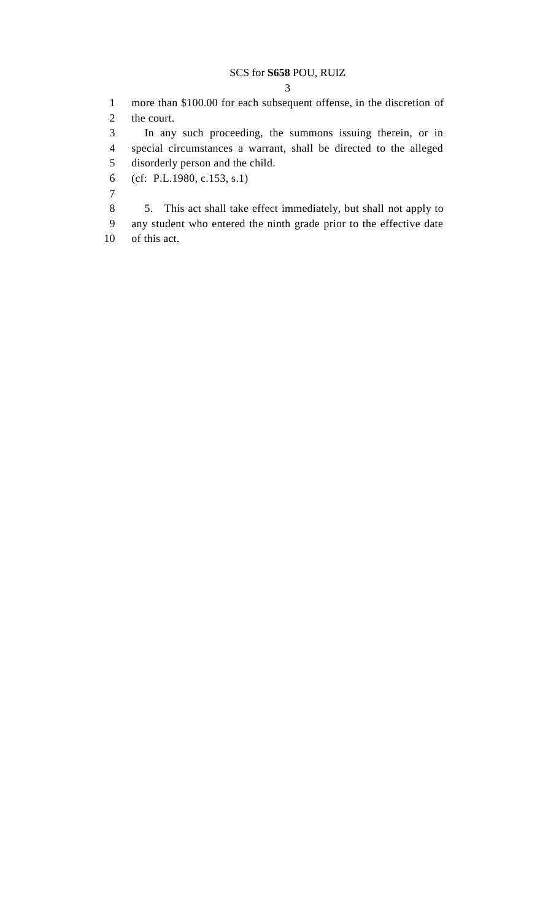more than $100.00 for each subsequent offense, in the discretion of the court.

In any such proceeding, the summons issuing therein, or in special circumstances a warrant, shall be directed to the alleged disorderly person and the child.

(cf: P.L.1980, c.153, s.1)

5. This act shall take effect immediately, but shall not apply to any student who entered the ninth grade prior to the effective date of this act.